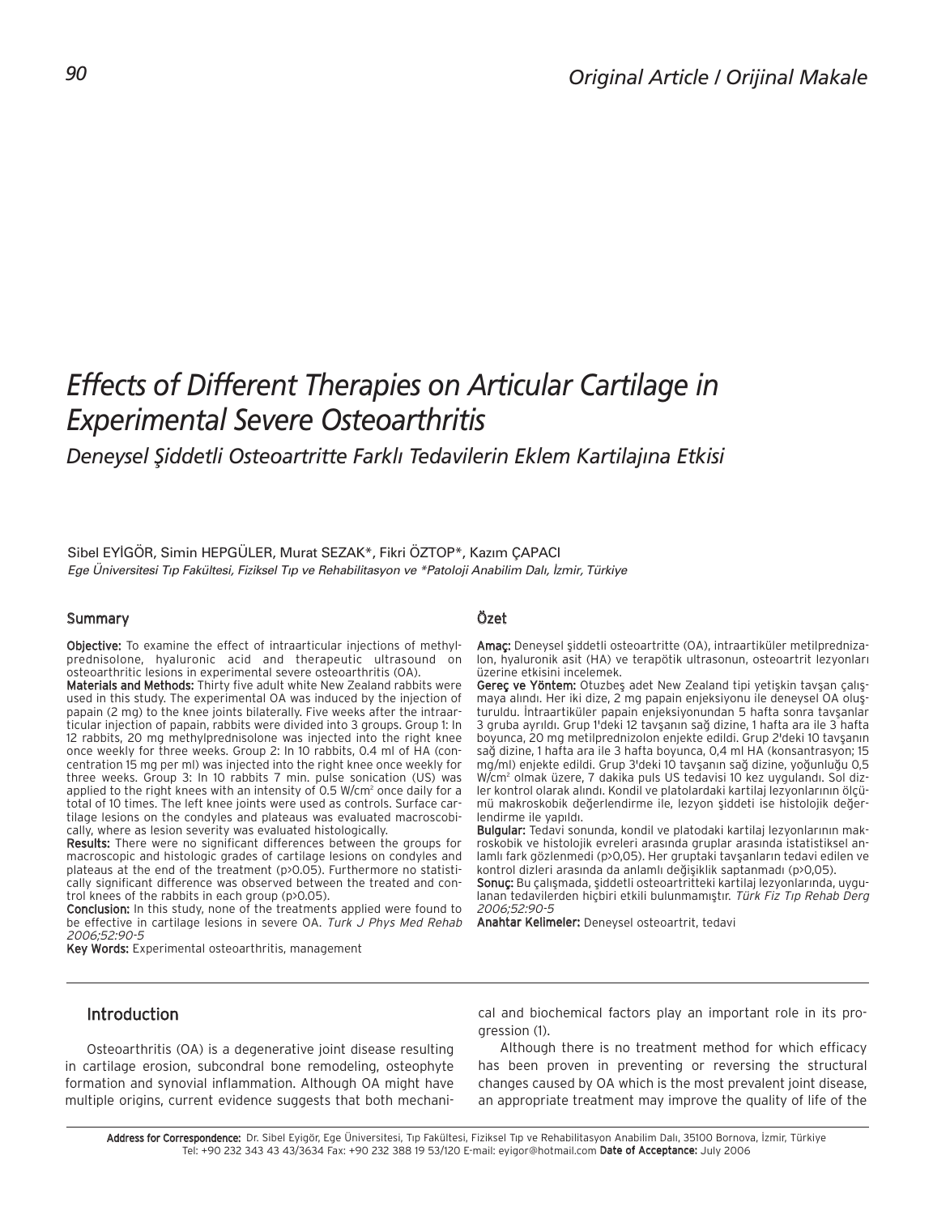Original Article / Orijinal Makale

# Effects of Different Therapies on Articular Cartilage in Experimental Severe Osteoarthritis

## Deneysel Şiddetli Osteoartritte Farklı Tedavilerin Eklem Kartilajına Etkisi

Sibel EYİGÖR, Simin HEPGÜLER, Murat SEZAK*, Fikri ÖZTOP*, Kazım ÇAPACI

*Ege Üniversitesi Tıp Fakültesi, Fiziksel Tıp ve Rehabilitasyon ve \*Patoloji Anabilim Dalı, İzmir, Türkiye*

### Summary

**Objective:** To examine the effect of intraarticular injections of methylprednisolone, hyaluronic acid and therapeutic ultrasound on osteoarthritic lesions in experimental severe osteoarthritis (OA).

**Materials and Methods:** Thirty five adult white New Zealand rabbits were used in this study. The experimental OA was induced by the injection of papain (2 mg) to the knee joints bilaterally. Five weeks after the intraarticular injection of papain, rabbits were divided into 3 groups. Group 1: In 12 rabbits, 20 mg methylprednisolone was injected into the right knee once weekly for three weeks. Group 2: In 10 rabbits, 0.4 ml of HA (concentration 15 mg per ml) was injected into the right knee once weekly for three weeks. Group 3: In 10 rabbits 7 min. pulse sonication (US) was applied to the right knees with an intensity of 0.5 W/cm$^2$ once daily for a total of 10 times. The left knee joints were used as controls. Surface cartilage lesions on the condyles and plateaus was evaluated macroscobically, where as lesion severity was evaluated histologically.

**Results:** There were no significant differences between the groups for macroscopic and histologic grades of cartilage lesions on condyles and plateaus at the end of the treatment ($p>0.05$). Furthermore no statistically significant difference was observed between the treated and control knees of the rabbits in each group ($p>0.05$).

**Conclusion:** In this study, none of the treatments applied were found to be effective in cartilage lesions in severe OA. *Turk J Phys Med Rehab 2006;52:90-5*

**Key Words:** Experimental osteoarthritis, management

### Özet

**Amaç:** Deneysel şiddetli osteoartritte (OA), intraartiküler metilprednizalon, hyaluronik asit (HA) ve terapötik ultrasonun, osteoartrit lezyonları üzerine etkisini incelemek.

**Gereç ve Yöntem:** Otuzbeş adet New Zealand tipi yetişkin tavşan çalışmaya alındı. Her iki dize, 2 mg papain enjeksiyonu ile deneysel OA oluşturuldu. İntraartiküler papain enjeksiyonundan 5 hafta sonra tavşanlar 3 gruba ayrıldı. Grup 1'deki 12 tavşanın sağ dizine, 1 hafta ara ile 3 hafta boyunca, 20 mg metilprednizolon enjekte edildi. Grup 2'deki 10 tavşanın sağ dizine, 1 hafta ara ile 3 hafta boyunca, 0,4 ml HA (konsantrasyon; 15 mg/ml) enjekte edildi. Grup 3'deki 10 tavşanın sağ dizine, yoğunluğu 0,5 W/cm$^2$ olmak üzere, 7 dakika puls US tedavisi 10 kez uygulandı. Sol dizler kontrol olarak alındı. Kondil ve platolardaki kartilaj lezyonlarının ölçümü makroskobik değerlendirme ile, lezyon şiddeti ise histolojik değerlendirme ile yapıldı.

**Bulgular:** Tedavi sonunda, kondil ve platodaki kartilaj lezyonlarının makroskobik ve histolojik evreleri arasında gruplar arasında istatistiksel anlamlı fark gözlenmedi ($p>0,05$). Her gruptaki tavşanların tedavi edilen ve kontrol dizleri arasında da anlamlı değişiklik saptanmadı ($p>0,05$).

**Sonuç:** Bu çalışmada, şiddetli osteoartritteki kartilaj lezyonlarında, uygulanan tedavilerden hiçbiri etkili bulunmamıştır. *Türk Fiz Tıp Rehab Derg 2006;52:90-5*

**Anahtar Kelimeler:** Deneysel osteoartrit, tedavi

## Introduction

Osteoarthritis (OA) is a degenerative joint disease resulting in cartilage erosion, subcondral bone remodeling, osteophyte formation and synovial inflammation. Although OA might have multiple origins, current evidence suggests that both mechanical and biochemical factors play an important role in its progression (1).

Although there is no treatment method for which efficacy has been proven in preventing or reversing the structural changes caused by OA which is the most prevalent joint disease, an appropriate treatment may improve the quality of life of the

**Address for Correspondence:** Dr. Sibel Eyigör, Ege Üniversitesi, Tıp Fakültesi, Fiziksel Tıp ve Rehabilitasyon Anabilim Dalı, 35100 Bornova, İzmir, Türkiye
Tel: +90 232 343 43 43/3634 Fax: +90 232 388 19 53/120 E-mail: eyigor@hotmail.com **Date of Acceptance:** July 2006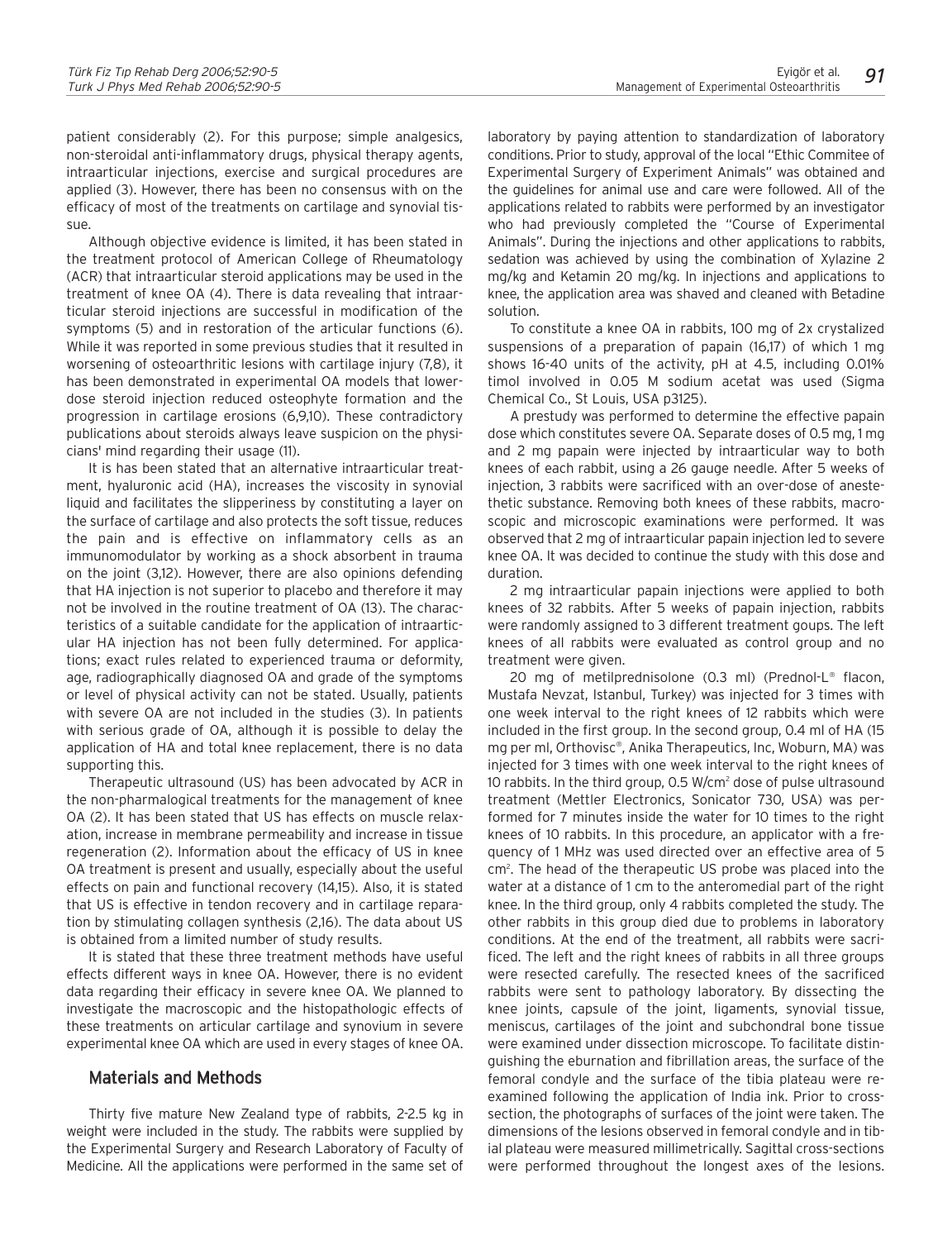patient considerably (2). For this purpose; simple analgesics, non-steroidal anti-inflammatory drugs, physical therapy agents, intraarticular injections, exercise and surgical procedures are applied (3). However, there has been no consensus with on the efficacy of most of the treatments on cartilage and synovial tissue.

Although objective evidence is limited, it has been stated in the treatment protocol of American College of Rheumatology (ACR) that intraarticular steroid applications may be used in the treatment of knee OA (4). There is data revealing that intraarticular steroid injections are successful in modification of the symptoms (5) and in restoration of the articular functions (6). While it was reported in some previous studies that it resulted in worsening of osteoarthritic lesions with cartilage injury (7,8), it has been demonstrated in experimental OA models that lower-dose steroid injection reduced osteophyte formation and the progression in cartilage erosions (6,9,10). These contradictory publications about steroids always leave suspicion on the physicians' mind regarding their usage (11).

It is has been stated that an alternative intraarticular treatment, hyaluronic acid (HA), increases the viscosity in synovial liquid and facilitates the slipperiness by constituting a layer on the surface of cartilage and also protects the soft tissue, reduces the pain and is effective on inflammatory cells as an immunomodulator by working as a shock absorbent in trauma on the joint (3,12). However, there are also opinions defending that HA injection is not superior to placebo and therefore it may not be involved in the routine treatment of OA (13). The characteristics of a suitable candidate for the application of intraarticular HA injection has not been fully determined. For applications; exact rules related to experienced trauma or deformity, age, radiographically diagnosed OA and grade of the symptoms or level of physical activity can not be stated. Usually, patients with severe OA are not included in the studies (3). In patients with serious grade of OA, although it is possible to delay the application of HA and total knee replacement, there is no data supporting this.

Therapeutic ultrasound (US) has been advocated by ACR in the non-pharmalogical treatments for the management of knee OA (2). It has been stated that US has effects on muscle relaxation, increase in membrane permeability and increase in tissue regeneration (2). Information about the efficacy of US in knee OA treatment is present and usually, especially about the useful effects on pain and functional recovery (14,15). Also, it is stated that US is effective in tendon recovery and in cartilage reparation by stimulating collagen synthesis (2,16). The data about US is obtained from a limited number of study results.

It is stated that these three treatment methods have useful effects different ways in knee OA. However, there is no evident data regarding their efficacy in severe knee OA. We planned to investigate the macroscopic and the histopathologic effects of these treatments on articular cartilage and synovium in severe experimental knee OA which are used in every stages of knee OA.

## Materials and Methods

Thirty five mature New Zealand type of rabbits, 2-2.5 kg in weight were included in the study. The rabbits were supplied by the Experimental Surgery and Research Laboratory of Faculty of Medicine. All the applications were performed in the same set of laboratory by paying attention to standardization of laboratory conditions. Prior to study, approval of the local "Ethic Commitee of Experimental Surgery of Experiment Animals" was obtained and the guidelines for animal use and care were followed. All of the applications related to rabbits were performed by an investigator who had previously completed the "Course of Experimental Animals". During the injections and other applications to rabbits, sedation was achieved by using the combination of Xylazine 2 mg/kg and Ketamin 20 mg/kg. In injections and applications to knee, the application area was shaved and cleaned with Betadine solution.

To constitute a knee OA in rabbits, 100 mg of 2x crystalized suspensions of a preparation of papain (16,17) of which 1 mg shows 16-40 units of the activity, pH at 4.5, including 0.01% timol involved in 0.05 M sodium acetat was used (Sigma Chemical Co., St Louis, USA p3125).

A prestudy was performed to determine the effective papain dose which constitutes severe OA. Separate doses of 0.5 mg, 1 mg and 2 mg papain were injected by intraarticular way to both knees of each rabbit, using a 26 gauge needle. After 5 weeks of injection, 3 rabbits were sacrificed with an over-dose of anestethetic substance. Removing both knees of these rabbits, macroscopic and microscopic examinations were performed. It was observed that 2 mg of intraarticular papain injection led to severe knee OA. It was decided to continue the study with this dose and duration.

2 mg intraarticular papain injections were applied to both knees of 32 rabbits. After 5 weeks of papain injection, rabbits were randomly assigned to 3 different treatment goups. The left knees of all rabbits were evaluated as control group and no treatment were given.

20 mg of metilprednisolone (0.3 ml) (Prednol-L® flacon, Mustafa Nevzat, Istanbul, Turkey) was injected for 3 times with one week interval to the right knees of 12 rabbits which were included in the first group. In the second group, 0.4 ml of HA (15 mg per ml, Orthovisc®, Anika Therapeutics, Inc, Woburn, MA) was injected for 3 times with one week interval to the right knees of 10 rabbits. In the third group, 0.5 W/cm$^2$ dose of pulse ultrasound treatment (Mettler Electronics, Sonicator 730, USA) was performed for 7 minutes inside the water for 10 times to the right knees of 10 rabbits. In this procedure, an applicator with a frequency of 1 MHz was used directed over an effective area of 5 cm$^2$. The head of the therapeutic US probe was placed into the water at a distance of 1 cm to the anteromedial part of the right knee. In the third group, only 4 rabbits completed the study. The other rabbits in this group died due to problems in laboratory conditions. At the end of the treatment, all rabbits were sacrificed. The left and the right knees of rabbits in all three groups were resected carefully. The resected knees of the sacrificed rabbits were sent to pathology laboratory. By dissecting the knee joints, capsule of the joint, ligaments, synovial tissue, meniscus, cartilages of the joint and subchondral bone tissue were examined under dissection microscope. To facilitate distinguishing the eburnation and fibrillation areas, the surface of the femoral condyle and the surface of the tibia plateau were reexamined following the application of India ink. Prior to cross-section, the photographs of surfaces of the joint were taken. The dimensions of the lesions observed in femoral condyle and in tibial plateau were measured millimetrically. Sagittal cross-sections were performed throughout the longest axes of the lesions.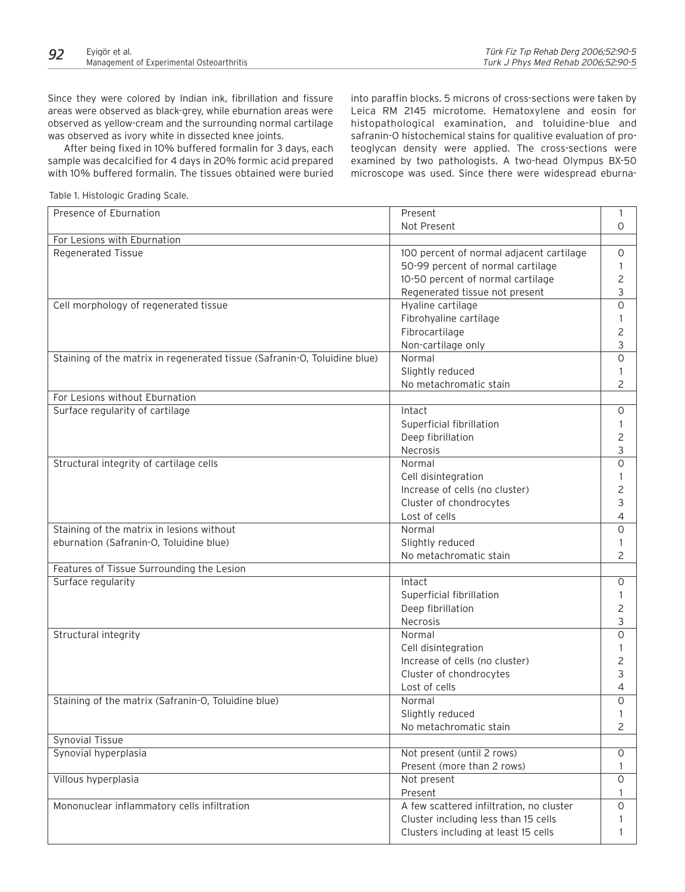Since they were colored by Indian ink, fibrillation and fissure areas were observed as black-grey, while eburnation areas were observed as yellow-cream and the surrounding normal cartilage was observed as ivory white in dissected knee joints.

After being fixed in 10% buffered formalin for 3 days, each sample was decalcified for 4 days in 20% formic acid prepared with 10% buffered formalin. The tissues obtained were buried into paraffin blocks. 5 microns of cross-sections were taken by Leica RM 2145 microtome. Hematoxylene and eosin for histopathological examination, and toluidine-blue and safranin-O histochemical stains for qualitative evaluation of proteoglycan density were applied. The cross-sections were examined by two pathologists. A two-head Olympus BX-50 microscope was used. Since there were widespread eburna-

Table 1. Histologic Grading Scale.

| | | |
|---|---|---|
| Presence of Eburnation | Present | 1 |
| | Not Present | 0 |
| For Lesions with Eburnation | | |
| Regenerated Tissue | 100 percent of normal adjacent cartilage | 0 |
| | 50-99 percent of normal cartilage | 1 |
| | 10-50 percent of normal cartilage | 2 |
| | Regenerated tissue not present | 3 |
| Cell morphology of regenerated tissue | Hyaline cartilage | 0 |
| | Fibrohyaline cartilage | 1 |
| | Fibrocartilage | 2 |
| | Non-cartilage only | 3 |
| Staining of the matrix in regenerated tissue (Safranin-O, Toluidine blue) | Normal | 0 |
| | Slightly reduced | 1 |
| | No metachromatic stain | 2 |
| For Lesions without Eburnation | | |
| Surface regularity of cartilage | Intact | 0 |
| | Superficial fibrillation | 1 |
| | Deep fibrillation | 2 |
| | Necrosis | 3 |
| Structural integrity of cartilage cells | Normal | 0 |
| | Cell disintegration | 1 |
| | Increase of cells (no cluster) | 2 |
| | Cluster of chondrocytes | 3 |
| | Lost of cells | 4 |
| Staining of the matrix in lesions without eburnation (Safranin-O, Toluidine blue) | Normal | 0 |
| | Slightly reduced | 1 |
| | No metachromatic stain | 2 |
| Features of Tissue Surrounding the Lesion | | |
| Surface regularity | Intact | 0 |
| | Superficial fibrillation | 1 |
| | Deep fibrillation | 2 |
| | Necrosis | 3 |
| Structural integrity | Normal | 0 |
| | Cell disintegration | 1 |
| | Increase of cells (no cluster) | 2 |
| | Cluster of chondrocytes | 3 |
| | Lost of cells | 4 |
| Staining of the matrix (Safranin-O, Toluidine blue) | Normal | 0 |
| | Slightly reduced | 1 |
| | No metachromatic stain | 2 |
| Synovial Tissue | | |
| Synovial hyperplasia | Not present (until 2 rows) | 0 |
| | Present (more than 2 rows) | 1 |
| Villous hyperplasia | Not present | 0 |
| | Present | 1 |
| Mononuclear inflammatory cells infiltration | A few scattered infiltration, no cluster | 0 |
| | Cluster including less than 15 cells | 1 |
| | Clusters including at least 15 cells | 1 |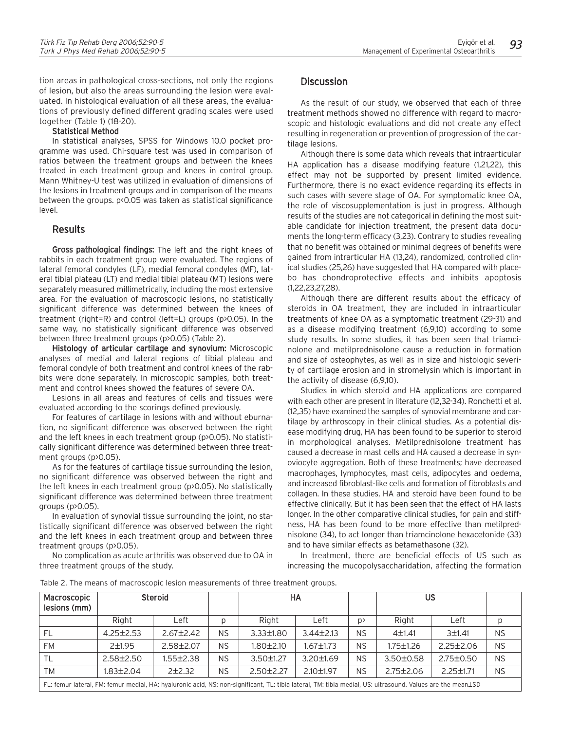tion areas in pathological cross-sections, not only the regions of lesion, but also the areas surrounding the lesion were evaluated. In histological evaluation of all these areas, the evaluations of previously defined different grading scales were used together (Table 1) (18-20).

**Statistical Method**

In statistical analyses, SPSS for Windows 10.0 pocket programme was used. Chi-square test was used in comparison of ratios between the treatment groups and between the knees treated in each treatment group and knees in control group. Mann Whitney-U test was utilized in evaluation of dimensions of the lesions in treatment groups and in comparison of the means between the groups. $p<0.05$ was taken as statistical significance level.

## Results

**Gross pathological findings:** The left and the right knees of rabbits in each treatment group were evaluated. The regions of lateral femoral condyles (LF), medial femoral condyles (MF), lateral tibial plateau (LT) and medial tibial plateau (MT) lesions were separately measured millimetrically, including the most extensive area. For the evaluation of macroscopic lesions, no statistically significant difference was determined between the knees of treatment (right=R) and control (left=L) groups ($p>0.05$). In the same way, no statistically significant difference was observed between three treatment groups ($p>0.05$) (Table 2).

**Histology of articular cartilage and synovium:** Microscopic analyses of medial and lateral regions of tibial plateau and femoral condyle of both treatment and control knees of the rabbits were done separately. In microscopic samples, both treatment and control knees showed the features of severe OA.

Lesions in all areas and features of cells and tissues were evaluated according to the scorings defined previously.

For features of cartilage in lesions with and without eburnation, no significant difference was observed between the right and the left knees in each treatment group ($p>0.05$). No statistically significant difference was determined between three treatment groups ($p>0.05$).

As for the features of cartilage tissue surrounding the lesion, no significant difference was observed between the right and the left knees in each treatment group ($p>0.05$). No statistically significant difference was determined between three treatment groups ($p>0.05$).

In evaluation of synovial tissue surrounding the joint, no statistically significant difference was observed between the right and the left knees in each treatment group and between three treatment groups ($p>0.05$).

No complication as acute arthritis was observed due to OA in three treatment groups of the study.

## Discussion

As the result of our study, we observed that each of three treatment methods showed no difference with regard to macroscopic and histologic evaluations and did not create any effect resulting in regeneration or prevention of progression of the cartilage lesions.

Although there is some data which reveals that intraarticular HA application has a disease modifying feature (1,21,22), this effect may not be supported by present limited evidence. Furthermore, there is no exact evidence regarding its effects in such cases with severe stage of OA. For symptomatic knee OA, the role of viscosupplementation is just in progress. Although results of the studies are not categorical in defining the most suitable candidate for injection treatment, the present data documents the long-term efficacy (3,23). Contrary to studies revealing that no benefit was obtained or minimal degrees of benefits were gained from intrarticular HA (13,24), randomized, controlled clinical studies (25,26) have suggested that HA compared with placebo has chondroprotective effects and inhibits apoptosis (1,22,23,27,28).

Although there are different results about the efficacy of steroids in OA treatment, they are included in intraarticular treatments of knee OA as a symptomatic treatment (29-31) and as a disease modifying treatment (6,9,10) according to some study results. In some studies, it has been seen that triamcinolone and metilprednisolone cause a reduction in formation and size of osteophytes, as well as in size and histologic severity of cartilage erosion and in stromelysin which is important in the activity of disease (6,9,10).

Studies in which steroid and HA applications are compared with each other are present in literature (12,32-34). Ronchetti et al. (12,35) have examined the samples of synovial membrane and cartilage by arthroscopy in their clinical studies. As a potential disease modifying drug, HA has been found to be superior to steroid in morphological analyses. Metilprednisolone treatment has caused a decrease in mast cells and HA caused a decrease in synoviocyte aggregation. Both of these treatments; have decreased macrophages, lymphocytes, mast cells, adipocytes and oedema, and increased fibroblast-like cells and formation of fibroblasts and collagen. In these studies, HA and steroid have been found to be effective clinically. But it has been seen that the effect of HA lasts longer. In the other comparative clinical studies, for pain and stiffness, HA has been found to be more effective than metilprednisolone (34), to act longer than triamcinolone hexacetonide (33) and to have similar effects as betamethasone (32).

In treatment, there are beneficial effects of US such as increasing the mucopolysaccharidation, affecting the formation

Table 2. The means of macroscopic lesion measurements of three treatment groups.

| Macroscopic lesions (mm) | Steroid | | | HA | | | US | | |
|---|---|---|---|---|---|---|---|---|---|
| | Right | Left | p | Right | Left | p> | Right | Left | p |
| FL | 4.25±2.53 | 2.67±2.42 | NS | 3.33±1.80 | 3.44±2.13 | NS | 4±1.41 | 3±1.41 | NS |
| FM | 2±1.95 | 2.58±2.07 | NS | 1.80±2.10 | 1.67±1.73 | NS | 1.75±1.26 | 2.25±2.06 | NS |
| TL | 2.58±2.50 | 1.55±2.38 | NS | 3.50±1.27 | 3.20±1.69 | NS | 3.50±0.58 | 2.75±0.50 | NS |
| TM | 1.83±2.04 | 2±2.32 | NS | 2.50±2.27 | 2.10±1.97 | NS | 2.75±2.06 | 2.25±1.71 | NS |

FL: femur lateral, FM: femur medial, HA: hyaluronic acid, NS: non-significant, TL: tibia lateral, TM: tibia medial, US: ultrasound. Values are the mean±SD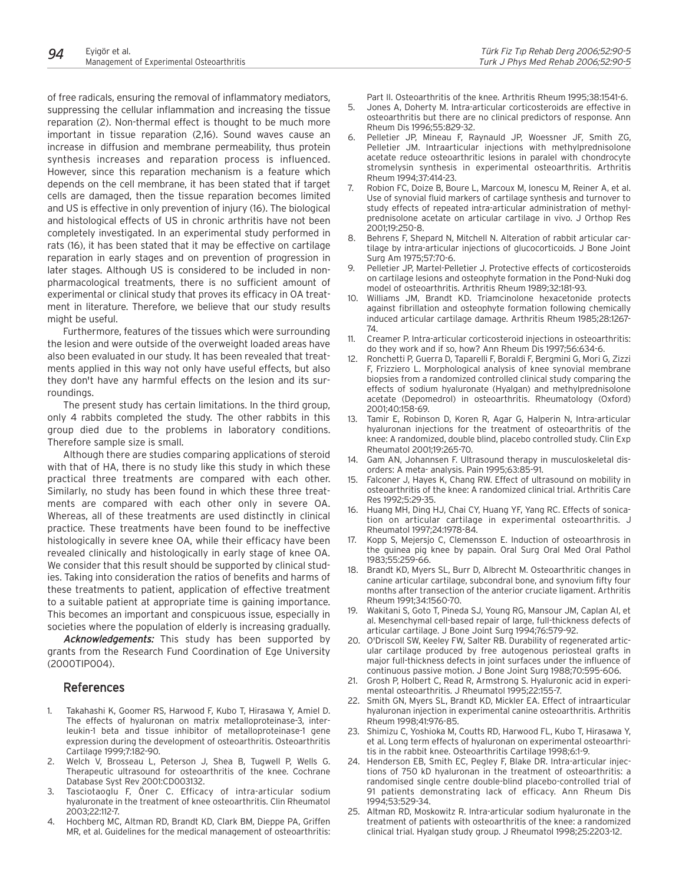of free radicals, ensuring the removal of inflammatory mediators, suppressing the cellular inflammation and increasing the tissue reparation (2). Non-thermal effect is thought to be much more important in tissue reparation (2,16). Sound waves cause an increase in diffusion and membrane permeability, thus protein synthesis increases and reparation process is influenced. However, since this reparation mechanism is a feature which depends on the cell membrane, it has been stated that if target cells are damaged, then the tissue reparation becomes limited and US is effective in only prevention of injury (16). The biological and histological effects of US in chronic arthritis have not been completely investigated. In an experimental study performed in rats (16), it has been stated that it may be effective on cartilage reparation in early stages and on prevention of progression in later stages. Although US is considered to be included in non-pharmacological treatments, there is no sufficient amount of experimental or clinical study that proves its efficacy in OA treatment in literature. Therefore, we believe that our study results might be useful.

Furthermore, features of the tissues which were surrounding the lesion and were outside of the overweight loaded areas have also been evaluated in our study. It has been revealed that treatments applied in this way not only have useful effects, but also they don't have any harmful effects on the lesion and its surroundings.

The present study has certain limitations. In the third group, only 4 rabbits completed the study. The other rabbits in this group died due to the problems in laboratory conditions. Therefore sample size is small.

Although there are studies comparing applications of steroid with that of HA, there is no study like this study in which these practical three treatments are compared with each other. Similarly, no study has been found in which these three treatments are compared with each other only in severe OA. Whereas, all of these treatments are used distinctly in clinical practice. These treatments have been found to be ineffective histologically in severe knee OA, while their efficacy have been revealed clinically and histologically in early stage of knee OA. We consider that this result should be supported by clinical studies. Taking into consideration the ratios of benefits and harms of these treatments to patient, application of effective treatment to a suitable patient at appropriate time is gaining importance. This becomes an important and conspicuous issue, especially in societies where the population of elderly is increasing gradually.

***Acknowledgements:*** This study has been supported by grants from the Research Fund Coordination of Ege University (2000TIP004).

## References

1. Takahashi K, Goomer RS, Harwood F, Kubo T, Hirasawa Y, Amiel D. The effects of hyaluronan on matrix metalloproteinase-3, interleukin-1 beta and tissue inhibitor of metalloproteinase-1 gene expression during the development of osteoarthritis. Osteoarthritis Cartilage 1999;7:182-90.
2. Welch V, Brosseau L, Peterson J, Shea B, Tugwell P, Wells G. Therapeutic ultrasound for osteoarthritis of the knee. Cochrane Database Syst Rev 2001:CD003132.
3. Tasciotaoglu F, Öner C. Efficacy of intra-articular sodium hyaluronate in the treatment of knee osteoarthritis. Clin Rheumatol 2003;22:112-7.
4. Hochberg MC, Altman RD, Brandt KD, Clark BM, Dieppe PA, Griffen MR, et al. Guidelines for the medical management of osteoarthritis: Part II. Osteoarthritis of the knee. Arthritis Rheum 1995;38:1541-6.
5. Jones A, Doherty M. Intra-articular corticosteroids are effective in osteoarthritis but there are no clinical predictors of response. Ann Rheum Dis 1996;55:829-32.
6. Pelletier JP, Mineau F, Raynauld JP, Woessner JF, Smith ZG, Pelletier JM. Intraarticular injections with methylprednisolone acetate reduce osteoarthritic lesions in paralel with chondrocyte stromelysin synthesis in experimental osteoarthritis. Arthritis Rheum 1994;37:414-23.
7. Robion FC, Doize B, Boure L, Marcoux M, Ionescu M, Reiner A, et al. Use of synovial fluid markers of cartilage synthesis and turnover to study effects of repeated intra-articular administration of methylprednisolone acetate on articular cartilage in vivo. J Orthop Res 2001;19:250-8.
8. Behrens F, Shepard N, Mitchell N. Alteration of rabbit articular cartilage by intra-articular injections of glucocorticoids. J Bone Joint Surg Am 1975;57:70-6.
9. Pelletier JP, Martel-Pelletier J. Protective effects of corticosteroids on cartilage lesions and osteophyte formation in the Pond-Nuki dog model of osteoarthritis. Arthritis Rheum 1989;32:181-93.
10. Williams JM, Brandt KD. Triamcinolone hexacetonide protects against fibrillation and osteophyte formation following chemically induced articular cartilage damage. Arthritis Rheum 1985;28:1267-74.
11. Creamer P. Intra-articular corticosteroid injections in osteoarthritis: do they work and if so, how? Ann Rheum Dis 1997;56:634-6.
12. Ronchetti P, Guerra D, Taparelli F, Boraldi F, Bergmini G, Mori G, Zizzi F, Frizziero L. Morphological analysis of knee synovial membrane biopsies from a randomized controlled clinical study comparing the effects of sodium hyaluronate (Hyalgan) and methylprednisolone acetate (Depomedrol) in osteoarthritis. Rheumatology (Oxford) 2001;40:158-69.
13. Tamir E, Robinson D, Koren R, Agar G, Halperin N, Intra-articular hyaluronan injections for the treatment of osteoarthritis of the knee: A randomized, double blind, placebo controlled study. Clin Exp Rheumatol 2001;19:265-70.
14. Gam AN, Johannsen F. Ultrasound therapy in musculoskeletal disorders: A meta- analysis. Pain 1995;63:85-91.
15. Falconer J, Hayes K, Chang RW. Effect of ultrasound on mobility in osteoarthritis of the knee: A randomized clinical trial. Arthritis Care Res 1992;5:29-35.
16. Huang MH, Ding HJ, Chai CY, Huang YF, Yang RC. Effects of sonication on articular cartilage in experimental osteoarthritis. J Rheumatol 1997;24:1978-84.
17. Kopp S, Mejersjo C, Clemensson E. Induction of osteoarthrosis in the guinea pig knee by papain. Oral Surg Oral Med Oral Pathol 1983;55:259-66.
18. Brandt KD, Myers SL, Burr D, Albrecht M. Osteoarthritic changes in canine articular cartilage, subcondral bone, and synovium fifty four months after transection of the anterior cruciate ligament. Arthritis Rheum 1991;34:1560-70.
19. Wakitani S, Goto T, Pineda SJ, Young RG, Mansour JM, Caplan AI, et al. Mesenchymal cell-based repair of large, full-thickness defects of articular cartilage. J Bone Joint Surg 1994;76:579-92.
20. O'Driscoll SW, Keeley FW, Salter RB. Durability of regenerated articular cartilage produced by free autogenous periosteal grafts in major full-thickness defects in joint surfaces under the influence of continuous passive motion. J Bone Joint Surg 1988;70:595-606.
21. Grosh P, Holbert C, Read R, Armstrong S. Hyaluronic acid in experimental osteoarthritis. J Rheumatol 1995;22:155-7.
22. Smith GN, Myers SL, Brandt KD, Mickler EA. Effect of intraarticular hyaluronan injection in experimental canine osteoarthritis. Arthritis Rheum 1998;41:976-85.
23. Shimizu C, Yoshioka M, Coutts RD, Harwood FL, Kubo T, Hirasawa Y, et al. Long term effects of hyaluronan on experimental osteoarthritis in the rabbit knee. Osteoarthritis Cartilage 1998;6:1-9.
24. Henderson EB, Smith EC, Pegley F, Blake DR. Intra-articular injections of 750 kD hyaluronan in the treatment of osteoarthritis: a randomised single centre double-blind placebo-controlled trial of 91 patients demonstrating lack of efficacy. Ann Rheum Dis 1994;53:529-34.
25. Altman RD, Moskowitz R. Intra-articular sodium hyaluronate in the treatment of patients with osteoarthritis of the knee: a randomized clinical trial. Hyalgan study group. J Rheumatol 1998;25:2203-12.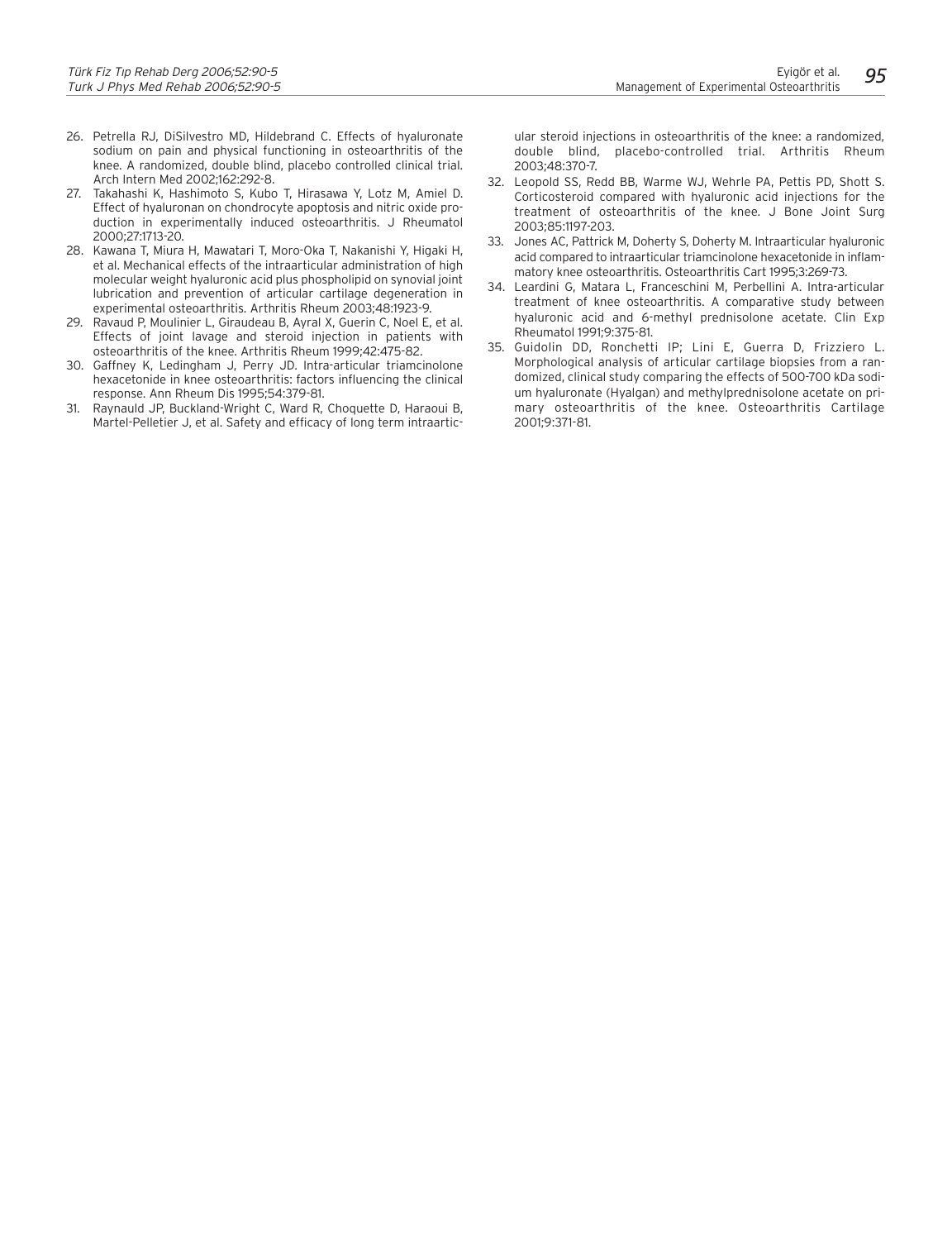26. Petrella RJ, DiSilvestro MD, Hildebrand C. Effects of hyaluronate sodium on pain and physical functioning in osteoarthritis of the knee. A randomized, double blind, placebo controlled clinical trial. Arch Intern Med 2002;162:292-8.
27. Takahashi K, Hashimoto S, Kubo T, Hirasawa Y, Lotz M, Amiel D. Effect of hyaluronan on chondrocyte apoptosis and nitric oxide production in experimentally induced osteoarthritis. J Rheumatol 2000;27:1713-20.
28. Kawana T, Miura H, Mawatari T, Moro-Oka T, Nakanishi Y, Higaki H, et al. Mechanical effects of the intraarticular administration of high molecular weight hyaluronic acid plus phospholipid on synovial joint lubrication and prevention of articular cartilage degeneration in experimental osteoarthritis. Arthritis Rheum 2003;48:1923-9.
29. Ravaud P, Moulinier L, Giraudeau B, Ayral X, Guerin C, Noel E, et al. Effects of joint lavage and steroid injection in patients with osteoarthritis of the knee. Arthritis Rheum 1999;42:475-82.
30. Gaffney K, Ledingham J, Perry JD. Intra-articular triamcinolone hexacetonide in knee osteoarthritis: factors influencing the clinical response. Ann Rheum Dis 1995;54:379-81.
31. Raynauld JP, Buckland-Wright C, Ward R, Choquette D, Haraoui B, Martel-Pelletier J, et al. Safety and efficacy of long term intraarticular steroid injections in osteoarthritis of the knee: a randomized, double blind, placebo-controlled trial. Arthritis Rheum 2003;48:370-7.
32. Leopold SS, Redd BB, Warme WJ, Wehrle PA, Pettis PD, Shott S. Corticosteroid compared with hyaluronic acid injections for the treatment of osteoarthritis of the knee. J Bone Joint Surg 2003;85:1197-203.
33. Jones AC, Pattrick M, Doherty S, Doherty M. Intraarticular hyaluronic acid compared to intraarticular triamcinolone hexacetonide in inflammatory knee osteoarthritis. Osteoarthritis Cart 1995;3:269-73.
34. Leardini G, Matara L, Franceschini M, Perbellini A. Intra-articular treatment of knee osteoarthritis. A comparative study between hyaluronic acid and 6-methyl prednisolone acetate. Clin Exp Rheumatol 1991;9:375-81.
35. Guidolin DD, Ronchetti IP; Lini E, Guerra D, Frizziero L. Morphological analysis of articular cartilage biopsies from a randomized, clinical study comparing the effects of 500-700 kDa sodium hyaluronate (Hyalgan) and methylprednisolone acetate on primary osteoarthritis of the knee. Osteoarthritis Cartilage 2001;9:371-81.